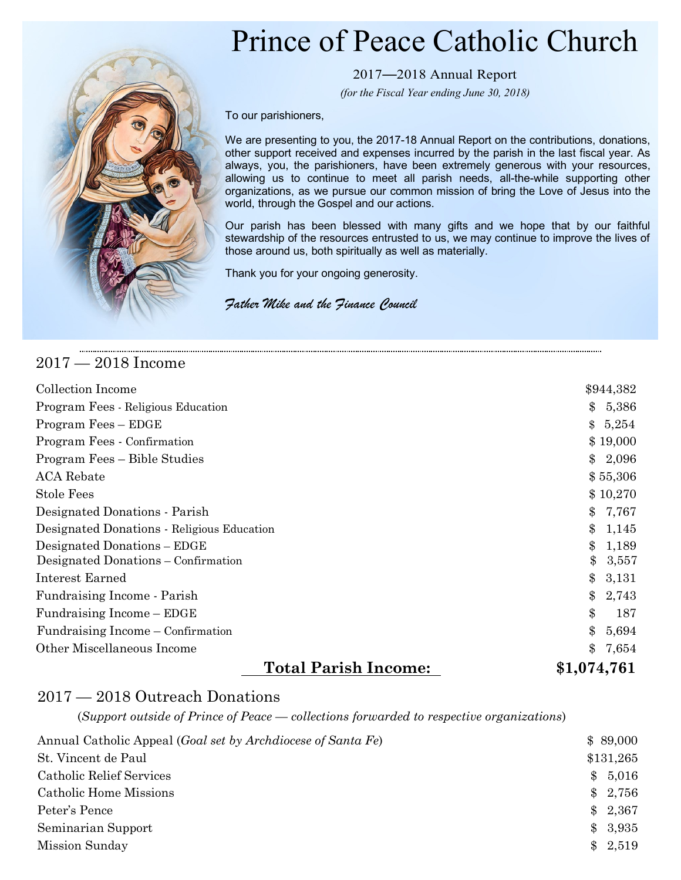# Prince of Peace Catholic Church

2017—2018 Annual Report

*(for the Fiscal Year ending June 30, 2018)*

To our parishioners,

We are presenting to you, the 2017-18 Annual Report on the contributions, donations, other support received and expenses incurred by the parish in the last fiscal year. As always, you, the parishioners, have been extremely generous with your resources, allowing us to continue to meet all parish needs, all-the-while supporting other organizations, as we pursue our common mission of bring the Love of Jesus into the world, through the Gospel and our actions.

Our parish has been blessed with many gifts and we hope that by our faithful stewardship of the resources entrusted to us, we may continue to improve the lives of those around us, both spiritually as well as materially.

Thank you for your ongoing generosity.

*Father Mike and the Finance Council*

## 2017 — 2018 Income

| | |
|---|---|
| Collection Income | $944,382 |
| Program Fees - Religious Education | $ 5,386 |
| Program Fees – EDGE | $ 5,254 |
| Program Fees - Confirmation | $ 19,000 |
| Program Fees – Bible Studies | $ 2,096 |
| ACA Rebate | $ 55,306 |
| Stole Fees | $ 10,270 |
| Designated Donations - Parish | $ 7,767 |
| Designated Donations - Religious Education | $ 1,145 |
| Designated Donations – EDGE | $ 1,189 |
| Designated Donations – Confirmation | $ 3,557 |
| Interest Earned | $ 3,131 |
| Fundraising Income - Parish | $ 2,743 |
| Fundraising Income – EDGE | $ 187 |
| Fundraising Income – Confirmation | $ 5,694 |
| Other Miscellaneous Income | $ 7,654 |
| **Total Parish Income:** | **$1,074,761** |

## 2017 — 2018 Outreach Donations

(*Support outside of Prince of Peace — collections forwarded to respective organizations*)

| | |
|---|---|
| Annual Catholic Appeal (*Goal set by Archdiocese of Santa Fe*) | $ 89,000 |
| St. Vincent de Paul | $131,265 |
| Catholic Relief Services | $ 5,016 |
| Catholic Home Missions | $ 2,756 |
| Peter's Pence | $ 2,367 |
| Seminarian Support | $ 3,935 |
| Mission Sunday | $ 2,519 |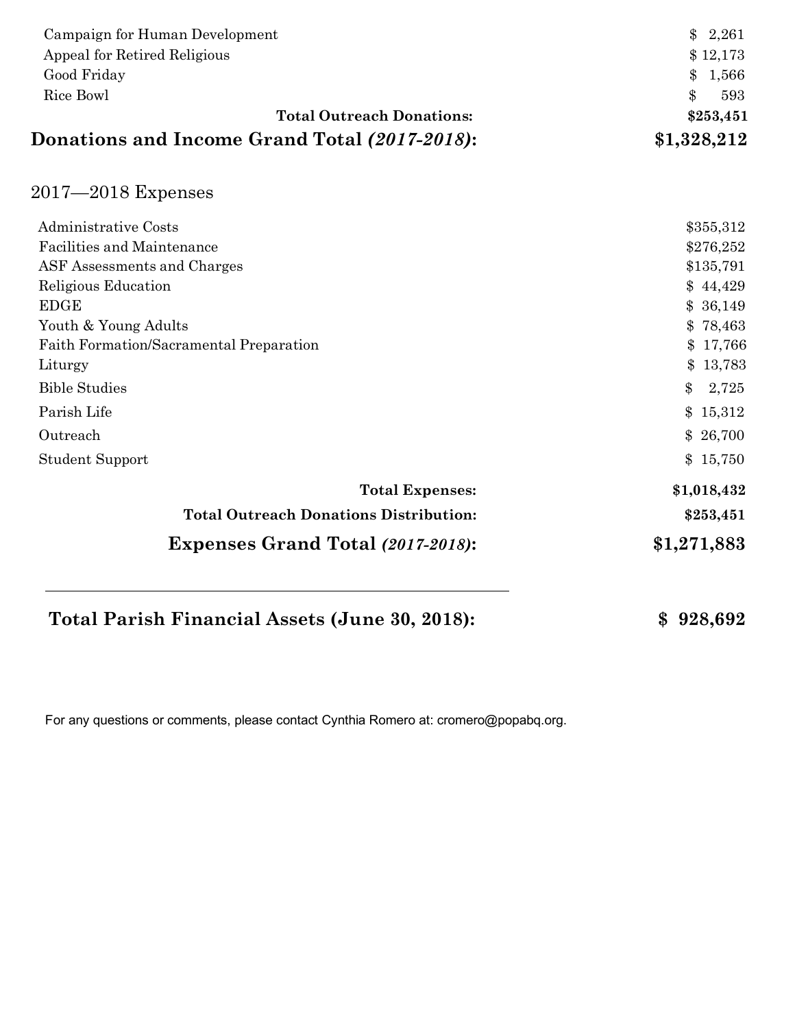| | |
|---|---|
| Campaign for Human Development | $ 2,261 |
| Appeal for Retired Religious | $ 12,173 |
| Good Friday | $ 1,566 |
| Rice Bowl | $ 593 |
| **Total Outreach Donations:** | **$253,451** |
| **Donations and Income Grand Total *(2017-2018)*:** | **$1,328,212** |

## 2017—2018 Expenses

| | |
|---|---|
| Administrative Costs | $355,312 |
| Facilities and Maintenance | $276,252 |
| ASF Assessments and Charges | $135,791 |
| Religious Education | $ 44,429 |
| EDGE | $ 36,149 |
| Youth & Young Adults | $ 78,463 |
| Faith Formation/Sacramental Preparation | $ 17,766 |
| Liturgy | $ 13,783 |
| Bible Studies | $ 2,725 |
| Parish Life | $ 15,312 |
| Outreach | $ 26,700 |
| Student Support | $ 15,750 |
| **Total Expenses:** | **$1,018,432** |
| **Total Outreach Donations Distribution:** | **$253,451** |
| **Expenses Grand Total *(2017-2018)*:** | **$1,271,883** |

---

**Total Parish Financial Assets (June 30, 2018): $ 928,692**

For any questions or comments, please contact Cynthia Romero at: cromero@popabq.org.